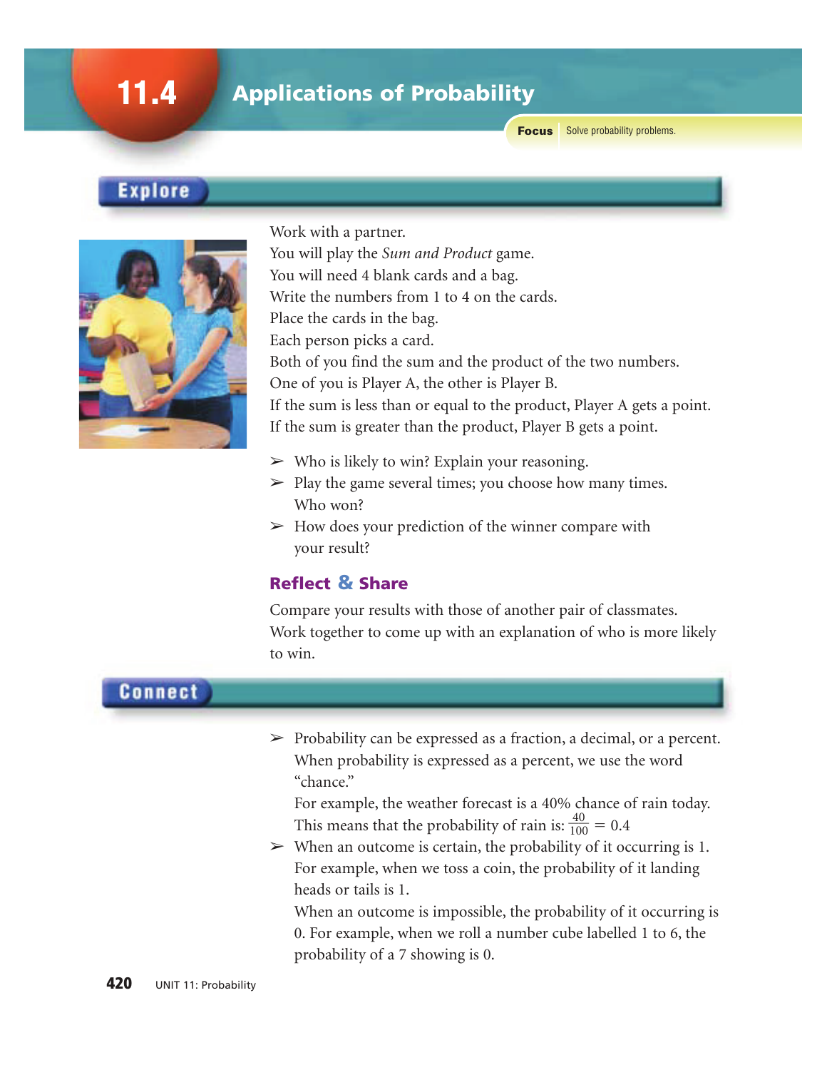# 11.4 Applications of Probability

**Focus** Solve probability problems.

## Explore

Work with a partner.
You will play the *Sum and Product* game.
You will need 4 blank cards and a bag.
Write the numbers from 1 to 4 on the cards.
Place the cards in the bag.
Each person picks a card.
Both of you find the sum and the product of the two numbers.
One of you is Player A, the other is Player B.
If the sum is less than or equal to the product, Player A gets a point.
If the sum is greater than the product, Player B gets a point.

- Who is likely to win? Explain your reasoning.
- Play the game several times; you choose how many times. Who won?
- How does your prediction of the winner compare with your result?

### Reflect & Share

Compare your results with those of another pair of classmates.
Work together to come up with an explanation of who is more likely to win.

## Connect

- Probability can be expressed as a fraction, a decimal, or a percent. When probability is expressed as a percent, we use the word "chance."
  For example, the weather forecast is a 40% chance of rain today.
  This means that the probability of rain is: $\frac{40}{100} = 0.4$
- When an outcome is certain, the probability of it occurring is 1. For example, when we toss a coin, the probability of it landing heads or tails is 1.
  When an outcome is impossible, the probability of it occurring is 0. For example, when we roll a number cube labelled 1 to 6, the probability of a 7 showing is 0.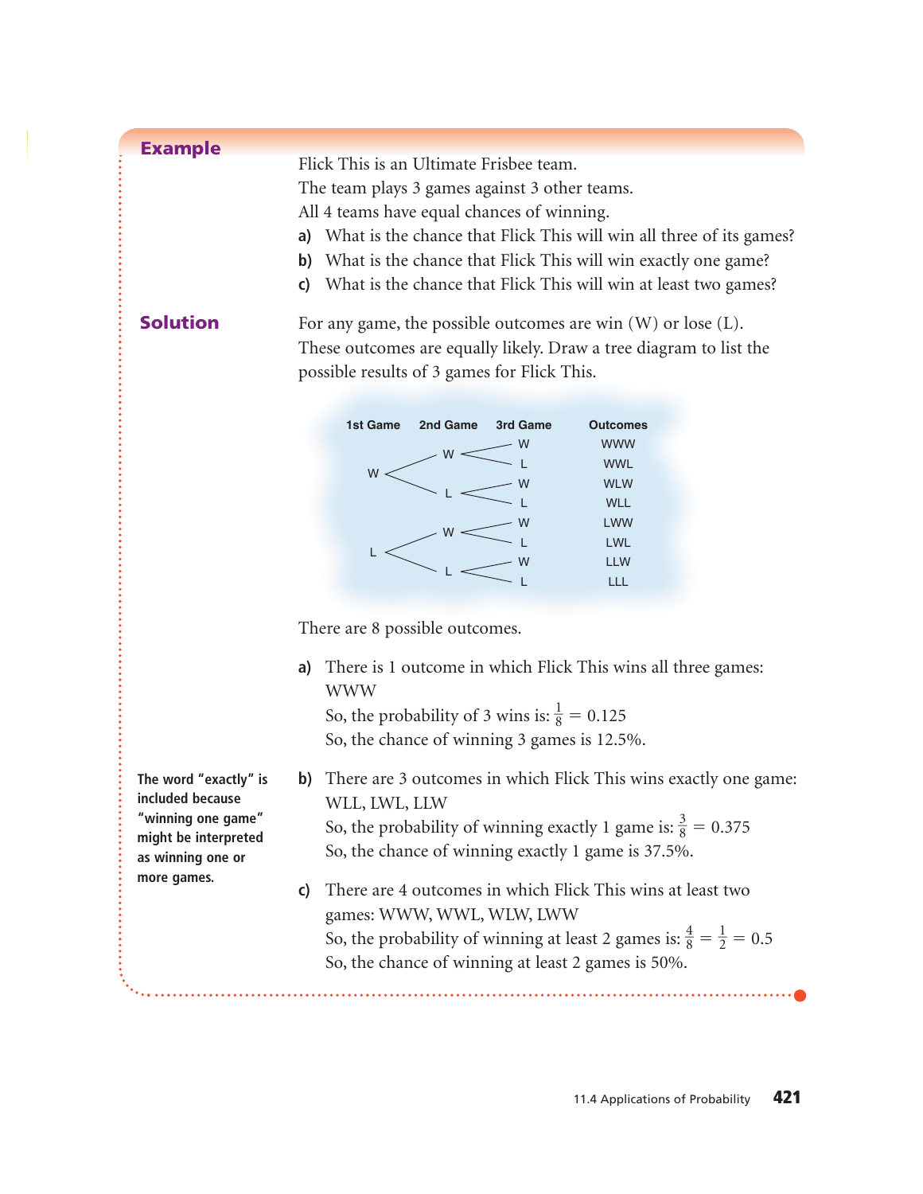## Example

Flick This is an Ultimate Frisbee team.
The team plays 3 games against 3 other teams.
All 4 teams have equal chances of winning.

**a)** What is the chance that Flick This will win all three of its games?

**b)** What is the chance that Flick This will win exactly one game?

**c)** What is the chance that Flick This will win at least two games?

## Solution

For any game, the possible outcomes are win (W) or lose (L).
These outcomes are equally likely. Draw a tree diagram to list the possible results of 3 games for Flick This.

| 1st Game | 2nd Game | 3rd Game | Outcomes |
|---|---|---|---|
| W | W | W | WWW |
| | | L | WWL |
| | L | W | WLW |
| | | L | WLL |
| L | W | W | LWW |
| | | L | LWL |
| | L | W | LLW |
| | | L | LLL |

There are 8 possible outcomes.

**a)** There is 1 outcome in which Flick This wins all three games: WWW
So, the probability of 3 wins is: $\frac{1}{8} = 0.125$
So, the chance of winning 3 games is 12.5%.

**The word "exactly" is included because "winning one game" might be interpreted as winning one or more games.**

**b)** There are 3 outcomes in which Flick This wins exactly one game: WLL, LWL, LLW
So, the probability of winning exactly 1 game is: $\frac{3}{8} = 0.375$
So, the chance of winning exactly 1 game is 37.5%.

**c)** There are 4 outcomes in which Flick This wins at least two games: WWW, WWL, WLW, LWW
So, the probability of winning at least 2 games is: $\frac{4}{8} = \frac{1}{2} = 0.5$
So, the chance of winning at least 2 games is 50%.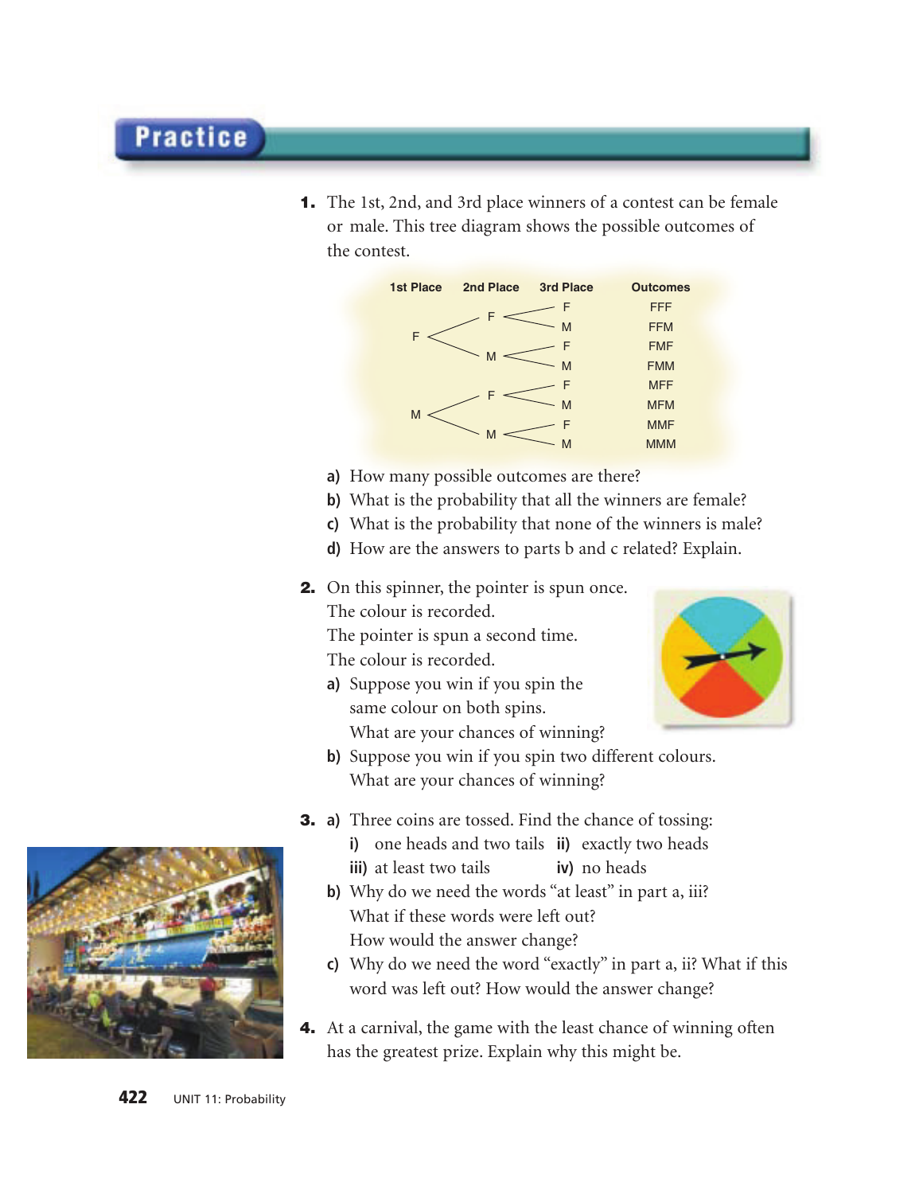## Practice

**1.** The 1st, 2nd, and 3rd place winners of a contest can be female or male. This tree diagram shows the possible outcomes of the contest.

| 1st Place | 2nd Place | 3rd Place | Outcomes |
|---|---|---|---|
| F | F | F | FFF |
| | | M | FFM |
| | M | F | FMF |
| | | M | FMM |
| M | F | F | MFF |
| | | M | MFM |
| | M | F | MMF |
| | | M | MMM |

**a)** How many possible outcomes are there?

**b)** What is the probability that all the winners are female?

**c)** What is the probability that none of the winners is male?

**d)** How are the answers to parts b and c related? Explain.

**2.** On this spinner, the pointer is spun once.
The colour is recorded.
The pointer is spun a second time.
The colour is recorded.

**a)** Suppose you win if you spin the same colour on both spins.
What are your chances of winning?

**b)** Suppose you win if you spin two different colours.
What are your chances of winning?

**3. a)** Three coins are tossed. Find the chance of tossing:

**i)** one heads and two tails **ii)** exactly two heads

**iii)** at least two tails **iv)** no heads

**b)** Why do we need the words "at least" in part a, iii?
What if these words were left out?
How would the answer change?

**c)** Why do we need the word "exactly" in part a, ii? What if this word was left out? How would the answer change?

**4.** At a carnival, the game with the least chance of winning often has the greatest prize. Explain why this might be.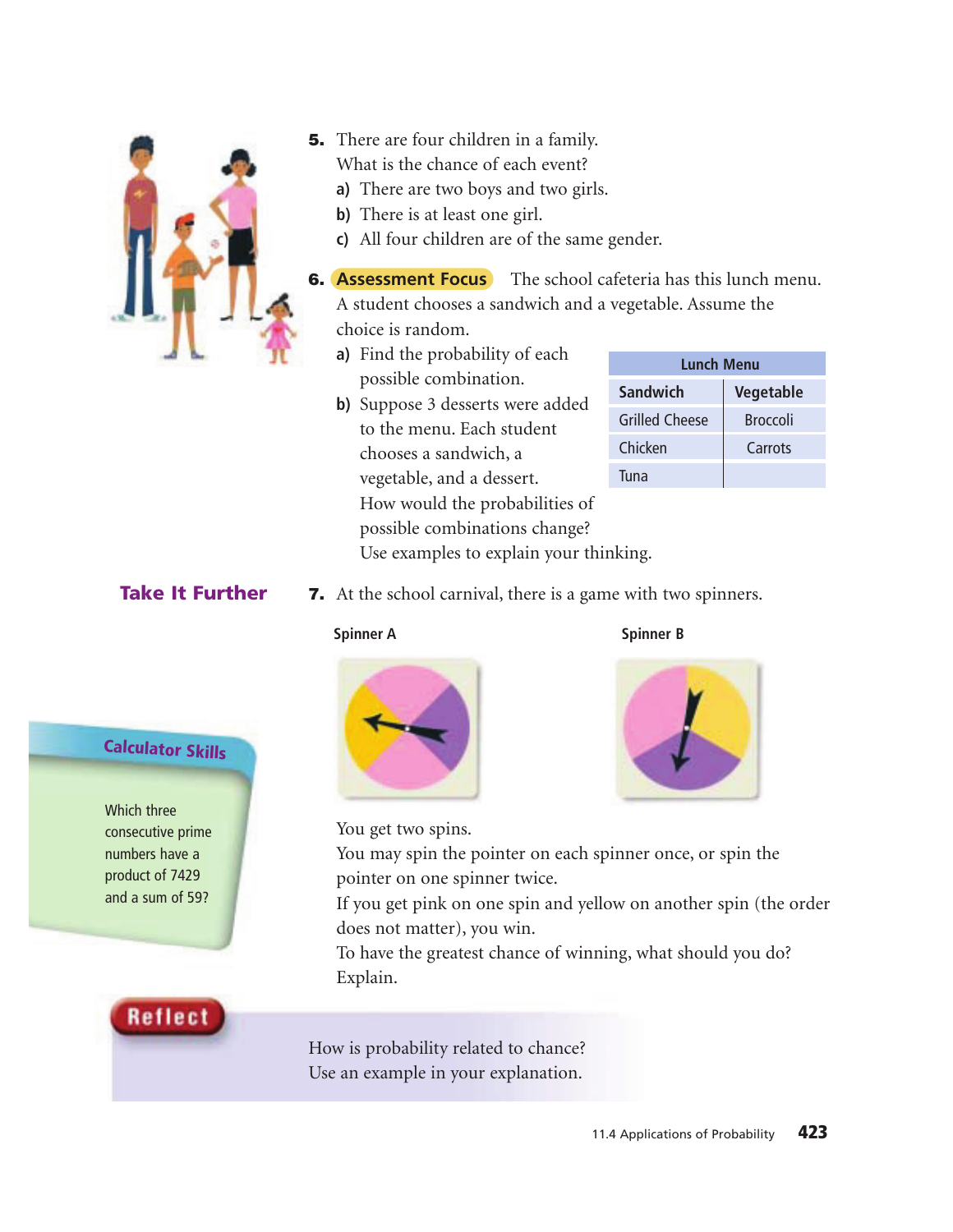5. There are four children in a family.
   What is the chance of each event?
   a) There are two boys and two girls.
   b) There is at least one girl.
   c) All four children are of the same gender.

6. **Assessment Focus** The school cafeteria has this lunch menu.
   A student chooses a sandwich and a vegetable. Assume the choice is random.
   a) Find the probability of each possible combination.
   b) Suppose 3 desserts were added to the menu. Each student chooses a sandwich, a vegetable, and a dessert.
      How would the probabilities of possible combinations change?
      Use examples to explain your thinking.

| Lunch Menu | |
|---|---|
| **Sandwich** | **Vegetable** |
| Grilled Cheese | Broccoli |
| Chicken | Carrots |
| Tuna | |

## Take It Further

7. At the school carnival, there is a game with two spinners.

   Spinner A

   Spinner B

   You get two spins.
   You may spin the pointer on each spinner once, or spin the pointer on one spinner twice.
   If you get pink on one spin and yellow on another spin (the order does not matter), you win.
   To have the greatest chance of winning, what should you do?
   Explain.

### Calculator Skills

Which three consecutive prime numbers have a product of 7429 and a sum of 59?

### Reflect

How is probability related to chance?
Use an example in your explanation.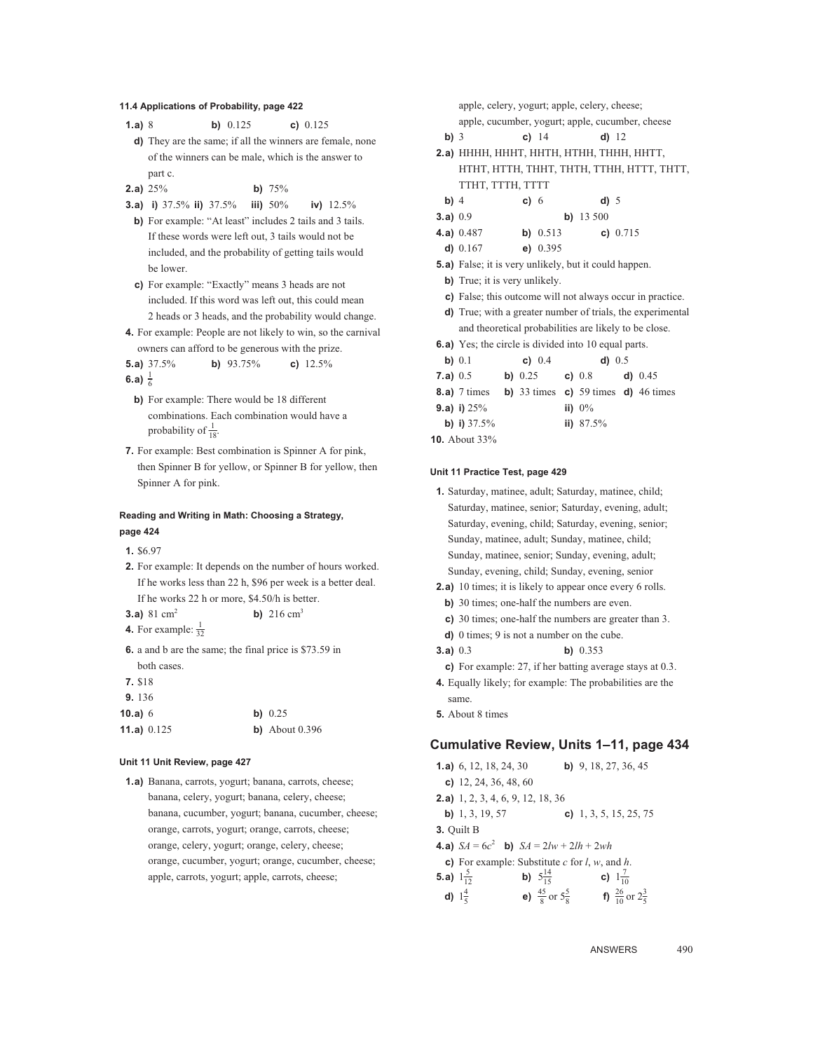#### 11.4 Applications of Probability, page 422

**1.a)** 8 **b)** 0.125 **c)** 0.125

**d)** They are the same; if all the winners are female, none of the winners can be male, which is the answer to part c.

**2.a)** 25% **b)** 75%

**3.a)** **i)** 37.5% **ii)** 37.5% **iii)** 50% **iv)** 12.5%

**b)** For example: "At least" includes 2 tails and 3 tails. If these words were left out, 3 tails would not be included, and the probability of getting tails would be lower.

**c)** For example: "Exactly" means 3 heads are not included. If this word was left out, this could mean 2 heads or 3 heads, and the probability would change.

**4.** For example: People are not likely to win, so the carnival owners can afford to be generous with the prize.

**5.a)** 37.5% **b)** 93.75% **c)** 12.5%

**6.a)** $\frac{1}{6}$

**b)** For example: There would be 18 different combinations. Each combination would have a probability of $\frac{1}{18}$.

**7.** For example: Best combination is Spinner A for pink, then Spinner B for yellow, or Spinner B for yellow, then Spinner A for pink.

#### Reading and Writing in Math: Choosing a Strategy, page 424

**1.** \$6.97

**2.** For example: It depends on the number of hours worked. If he works less than 22 h, \$96 per week is a better deal. If he works 22 h or more, \$4.50/h is better.

**3.a)** 81 $cm^2$ **b)** 216 $cm^3$

**4.** For example: $\frac{1}{32}$

**6.** a and b are the same; the final price is \$73.59 in both cases.

**7.** \$18

**9.** 136

**10.a)** 6 **b)** 0.25

**11.a)** 0.125 **b)** About 0.396

#### Unit 11 Unit Review, page 427

**1.a)** Banana, carrots, yogurt; banana, carrots, cheese; banana, celery, yogurt; banana, celery, cheese; banana, cucumber, yogurt; banana, cucumber, cheese; orange, carrots, yogurt; orange, carrots, cheese; orange, celery, yogurt; orange, celery, cheese; orange, cucumber, yogurt; orange, cucumber, cheese; apple, carrots, yogurt; apple, carrots, cheese; apple, celery, yogurt; apple, celery, cheese; apple, cucumber, yogurt; apple, cucumber, cheese

**b)** 3 **c)** 14 **d)** 12

**2.a)** HHHH, HHHT, HHTH, HTHH, THHH, HHTT, HTHT, HTTH, THHT, THTH, TTHH, HTTT, THTT, TTHT, TTTH, TTTT

**b)** 4 **c)** 6 **d)** 5

**3.a)** 0.9 **b)** 13 500

**4.a)** 0.487 **b)** 0.513 **c)** 0.715

**d)** 0.167 **e)** 0.395

**5.a)** False; it is very unlikely, but it could happen.

**b)** True; it is very unlikely.

**c)** False; this outcome will not always occur in practice.

**d)** True; with a greater number of trials, the experimental and theoretical probabilities are likely to be close.

**6.a)** Yes; the circle is divided into 10 equal parts.

**b)** 0.1 **c)** 0.4 **d)** 0.5

**7.a)** 0.5 **b)** 0.25 **c)** 0.8 **d)** 0.45

**8.a)** 7 times **b)** 33 times **c)** 59 times **d)** 46 times

**9.a)** **i)** 25% **ii)** 0%

**b)** **i)** 37.5% **ii)** 87.5%

**10.** About 33%

#### Unit 11 Practice Test, page 429

**1.** Saturday, matinee, adult; Saturday, matinee, child; Saturday, matinee, senior; Saturday, evening, adult; Saturday, evening, child; Saturday, evening, senior; Sunday, matinee, adult; Sunday, matinee, child; Sunday, matinee, senior; Sunday, evening, adult; Sunday, evening, child; Sunday, evening, senior

**2.a)** 10 times; it is likely to appear once every 6 rolls.

**b)** 30 times; one-half the numbers are even.

**c)** 30 times; one-half the numbers are greater than 3.

**d)** 0 times; 9 is not a number on the cube.

**3.a)** 0.3 **b)** 0.353

**c)** For example: 27, if her batting average stays at 0.3.

**4.** Equally likely; for example: The probabilities are the same.

**5.** About 8 times

## Cumulative Review, Units 1–11, page 434

**1.a)** 6, 12, 18, 24, 30 **b)** 9, 18, 27, 36, 45

**c)** 12, 24, 36, 48, 60

**2.a)** 1, 2, 3, 4, 6, 9, 12, 18, 36

**b)** 1, 3, 19, 57 **c)** 1, 3, 5, 15, 25, 75

**3.** Quilt B

**4.a)** $SA = 6c^2$ **b)** $SA = 2lw + 2lh + 2wh$

**c)** For example: Substitute $c$ for $l$, $w$, and $h$.

**5.a)** $1\frac{5}{12}$ **b)** $5\frac{14}{15}$ **c)** $1\frac{7}{10}$

**d)** $1\frac{4}{5}$ **e)** $\frac{45}{8}$ or $5\frac{5}{8}$ **f)** $\frac{26}{10}$ or $2\frac{3}{5}$